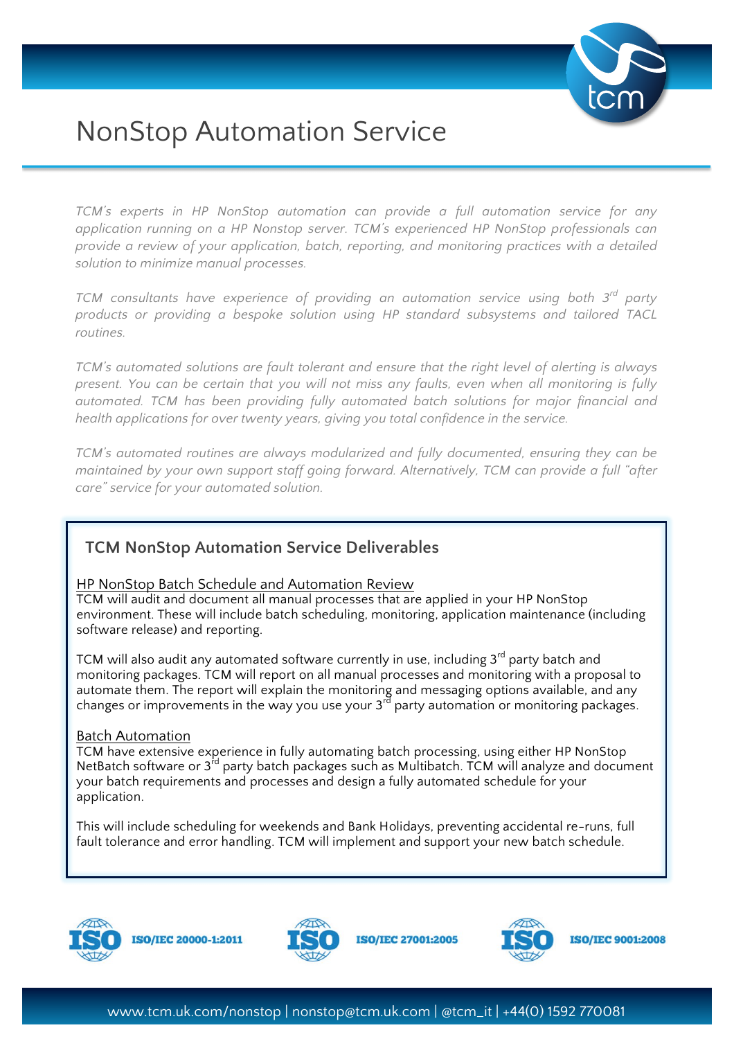// NonStop Automation Service

# NonStop Automation Service

*TCM's experts in HP NonStop automation can provide a full automation service for any application running on a HP Nonstop server. TCM's experienced HP NonStop professionals can provide a review of your application, batch, reporting, and monitoring practices with a detailed solution to minimize manual processes.*

*TCM consultants have experience of providing an automation service using both 3rd party products or providing a bespoke solution using HP standard subsystems and tailored TACL routines.*

*TCM's automated solutions are fault tolerant and ensure that the right level of alerting is always present. You can be certain that you will not miss any faults, even when all monitoring is fully automated. TCM has been providing fully automated batch solutions for major financial and health applications for over twenty years, giving you total confidence in the service.*

*TCM's automated routines are always modularized and fully documented, ensuring they can be maintained by your own support staff going forward. Alternatively, TCM can provide a full "after care" service for your automated solution.*

## TCM NonStop Automation Service Deliverables

HP NonStop Batch Schedule and Automation Review

TCM will audit and document all manual processes that are applied in your HP NonStop environment. These will include batch scheduling, monitoring, application maintenance (including software release) and reporting.

TCM will also audit any automated software currently in use, including 3rd party batch and monitoring packages. TCM will report on all manual processes and monitoring with a proposal to automate them. The report will explain the monitoring and messaging options available, and any changes or improvements in the way you use your 3rd party automation or monitoring packages.

Batch Automation

TCM have extensive experience in fully automating batch processing, using either HP NonStop NetBatch software or 3rd party batch packages such as Multibatch. TCM will analyze and document your batch requirements and processes and design a fully automated schedule for your application.

This will include scheduling for weekends and Bank Holidays, preventing accidental re-runs, full fault tolerance and error handling. TCM will implement and support your new batch schedule.

ISO/IEC 20000-1:2011 | ISO/IEC 27001:2005 | ISO/IEC 9001:2008

www.tcm.uk.com/nonstop | nonstop@tcm.uk.com | @tcm_it | +44(0) 1592 770081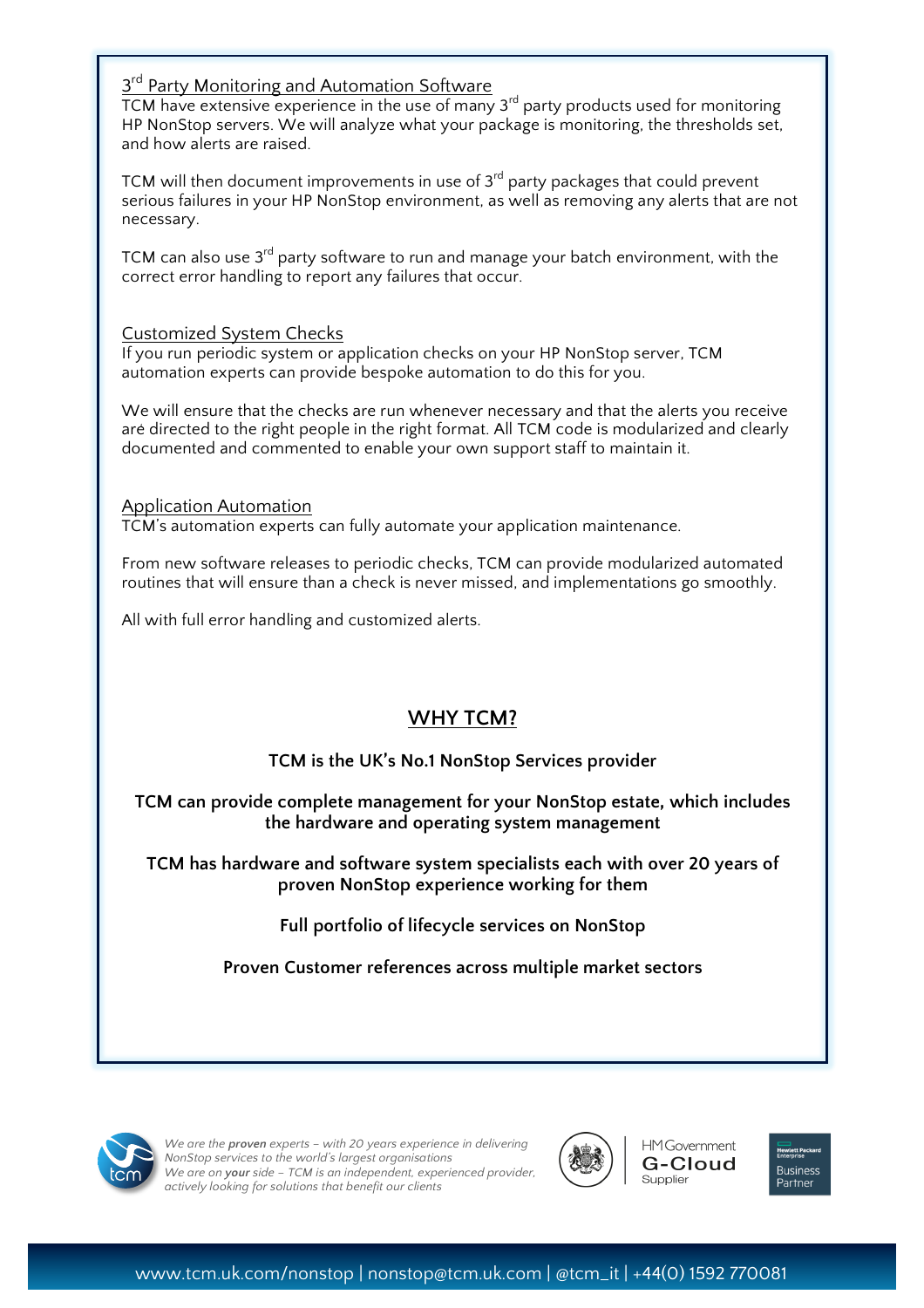### 3rd Party Monitoring and Automation Software

TCM have extensive experience in the use of many 3rd party products used for monitoring HP NonStop servers. We will analyze what your package is monitoring, the thresholds set, and how alerts are raised.

TCM will then document improvements in use of 3rd party packages that could prevent serious failures in your HP NonStop environment, as well as removing any alerts that are not necessary.

TCM can also use 3rd party software to run and manage your batch environment, with the correct error handling to report any failures that occur.

### Customized System Checks

If you run periodic system or application checks on your HP NonStop server, TCM automation experts can provide bespoke automation to do this for you.

We will ensure that the checks are run whenever necessary and that the alerts you receive are directed to the right people in the right format. All TCM code is modularized and clearly documented and commented to enable your own support staff to maintain it.

### Application Automation

TCM's automation experts can fully automate your application maintenance.

From new software releases to periodic checks, TCM can provide modularized automated routines that will ensure than a check is never missed, and implementations go smoothly.

All with full error handling and customized alerts.

## WHY TCM?

**TCM is the UK's No.1 NonStop Services provider**

**TCM can provide complete management for your NonStop estate, which includes the hardware and operating system management**

**TCM has hardware and software system specialists each with over 20 years of proven NonStop experience working for them**

**Full portfolio of lifecycle services on NonStop**

**Proven Customer references across multiple market sectors**

*We are the **proven** experts – with 20 years experience in delivering NonStop services to the world's largest organisations*
*We are on **your** side – TCM is an independent, experienced provider, actively looking for solutions that benefit our clients*

HM Government G-Cloud Supplier

Hewlett Packard Enterprise Business Partner

www.tcm.uk.com/nonstop | nonstop@tcm.uk.com | @tcm_it | +44(0) 1592 770081